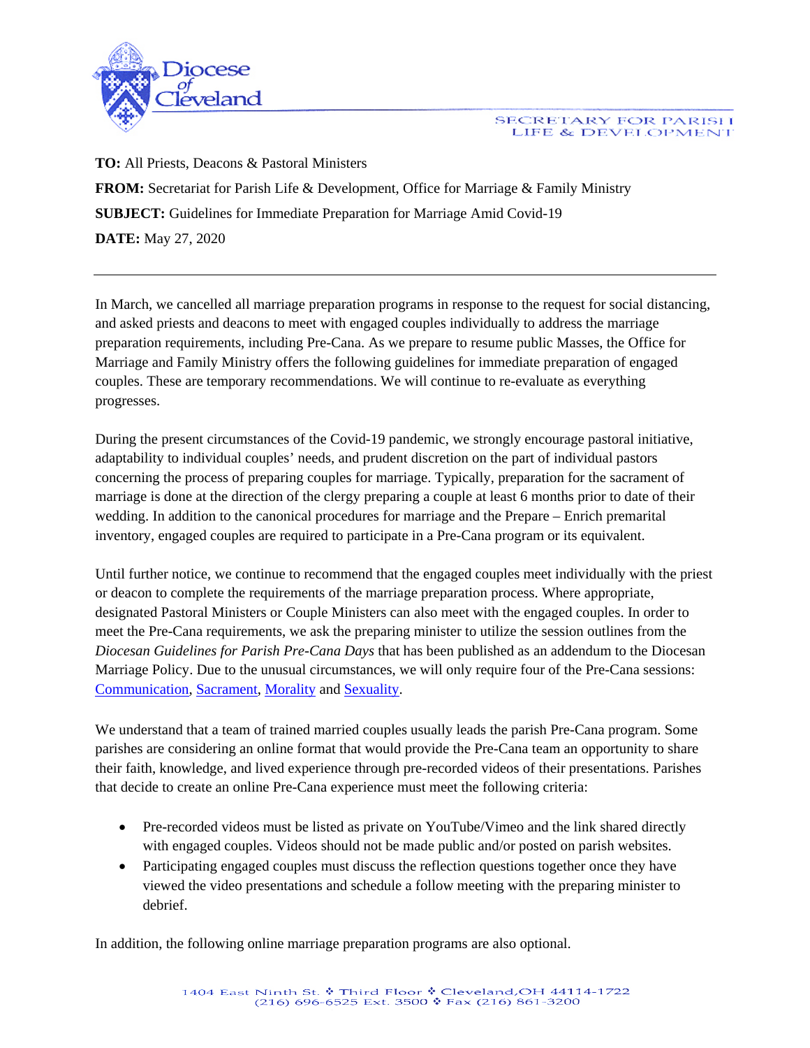Diocese of Cleveland

SECRETARY FOR PARISH LIFE & DEVELOPMENT

**TO:** All Priests, Deacons & Pastoral Ministers

**FROM:** Secretariat for Parish Life & Development, Office for Marriage & Family Ministry

**SUBJECT:** Guidelines for Immediate Preparation for Marriage Amid Covid-19

**DATE:** May 27, 2020

---

In March, we cancelled all marriage preparation programs in response to the request for social distancing, and asked priests and deacons to meet with engaged couples individually to address the marriage preparation requirements, including Pre-Cana. As we prepare to resume public Masses, the Office for Marriage and Family Ministry offers the following guidelines for immediate preparation of engaged couples. These are temporary recommendations. We will continue to re-evaluate as everything progresses.

During the present circumstances of the Covid-19 pandemic, we strongly encourage pastoral initiative, adaptability to individual couples' needs, and prudent discretion on the part of individual pastors concerning the process of preparing couples for marriage. Typically, preparation for the sacrament of marriage is done at the direction of the clergy preparing a couple at least 6 months prior to date of their wedding. In addition to the canonical procedures for marriage and the Prepare – Enrich premarital inventory, engaged couples are required to participate in a Pre-Cana program or its equivalent.

Until further notice, we continue to recommend that the engaged couples meet individually with the priest or deacon to complete the requirements of the marriage preparation process. Where appropriate, designated Pastoral Ministers or Couple Ministers can also meet with the engaged couples. In order to meet the Pre-Cana requirements, we ask the preparing minister to utilize the session outlines from the *Diocesan Guidelines for Parish Pre-Cana Days* that has been published as an addendum to the Diocesan Marriage Policy. Due to the unusual circumstances, we will only require four of the Pre-Cana sessions: Communication, Sacrament, Morality and Sexuality.

We understand that a team of trained married couples usually leads the parish Pre-Cana program. Some parishes are considering an online format that would provide the Pre-Cana team an opportunity to share their faith, knowledge, and lived experience through pre-recorded videos of their presentations. Parishes that decide to create an online Pre-Cana experience must meet the following criteria:

- Pre-recorded videos must be listed as private on YouTube/Vimeo and the link shared directly with engaged couples. Videos should not be made public and/or posted on parish websites.
- Participating engaged couples must discuss the reflection questions together once they have viewed the video presentations and schedule a follow meeting with the preparing minister to debrief.

In addition, the following online marriage preparation programs are also optional.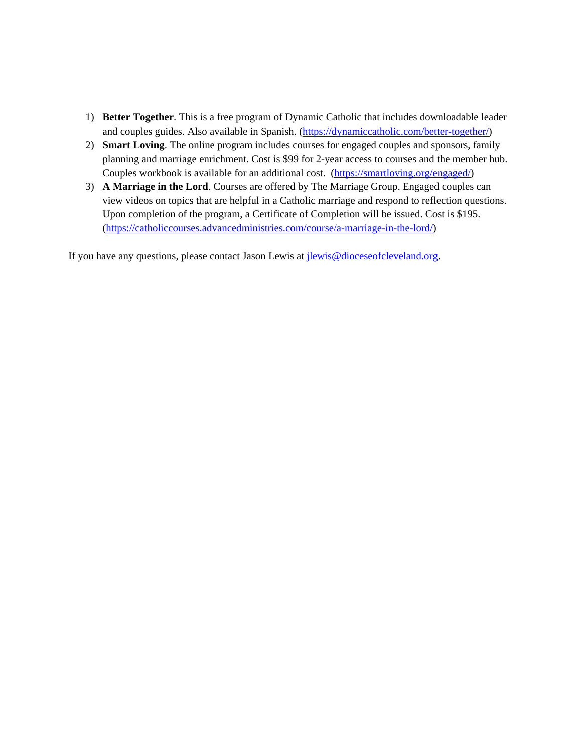1) **Better Together**. This is a free program of Dynamic Catholic that includes downloadable leader and couples guides. Also available in Spanish. (https://dynamiccatholic.com/better-together/)
2) **Smart Loving**. The online program includes courses for engaged couples and sponsors, family planning and marriage enrichment. Cost is $99 for 2-year access to courses and the member hub. Couples workbook is available for an additional cost. (https://smartloving.org/engaged/)
3) **A Marriage in the Lord**. Courses are offered by The Marriage Group. Engaged couples can view videos on topics that are helpful in a Catholic marriage and respond to reflection questions. Upon completion of the program, a Certificate of Completion will be issued. Cost is $195. (https://catholiccourses.advancedministries.com/course/a-marriage-in-the-lord/)

If you have any questions, please contact Jason Lewis at jlewis@dioceseofcleveland.org.